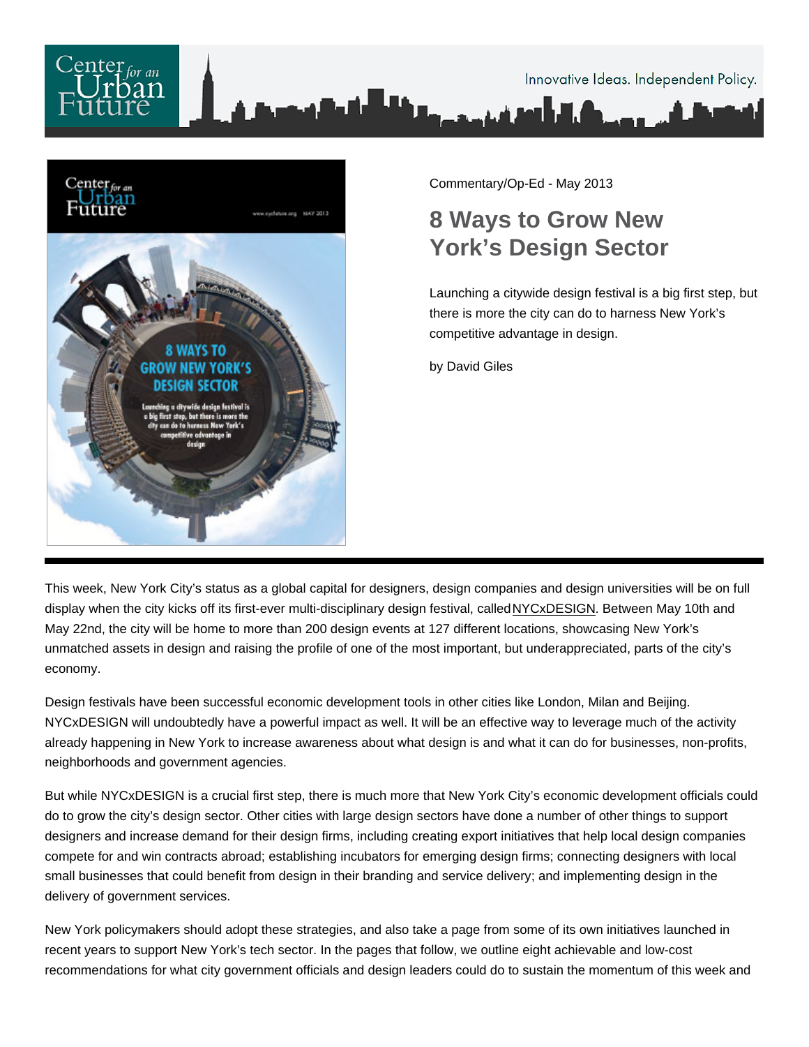Commentary/Op-Ed - May 2013

# 8 Ways to Grow New York's Design Sector

Launching a citywide design festival is a big first step, but there is more the city can do to harness New York's competitive advantage in design.

by David Giles

This week, New York City's status as a global capital for designers, design companies and design universities will be on full display when the city kicks off its first-ever multi-disciplinary design festival, called NYCxDESIGN. Between May 10th and May 22nd, the city will be home to more than 200 design events at 127 different locations, showcasing New York's unmatched assets in design and raising the profile of one of the most important, but underappreciated, parts of the city's economy.

Design festivals have been successful economic development tools in other cities like London, Milan and Beijing. NYCxDESIGN will undoubtedly have a powerful impact as well. It will be an effective way to leverage much of the activity already happening in New York to increase awareness about what design is and what it can do for businesses, non-profits, neighborhoods and government agencies.

But while NYCxDESIGN is a crucial first step, there is much more that New York City's economic development officials could do to grow the city's design sector. Other cities with large design sectors have done a number of other things to support designers and increase demand for their design firms, including creating export initiatives that help local design companies compete for and win contracts abroad; establishing incubators for emerging design firms; connecting designers with local small businesses that could benefit from design in their branding and service delivery; and implementing design in the delivery of government services.

New York policymakers should adopt these strategies, and also take a page from some of its own initiatives launched in recent years to support New York's tech sector. In the pages that follow, we outline eight achievable and low-cost recommendations for what city government officials and design leaders could do to sustain the momentum of this week and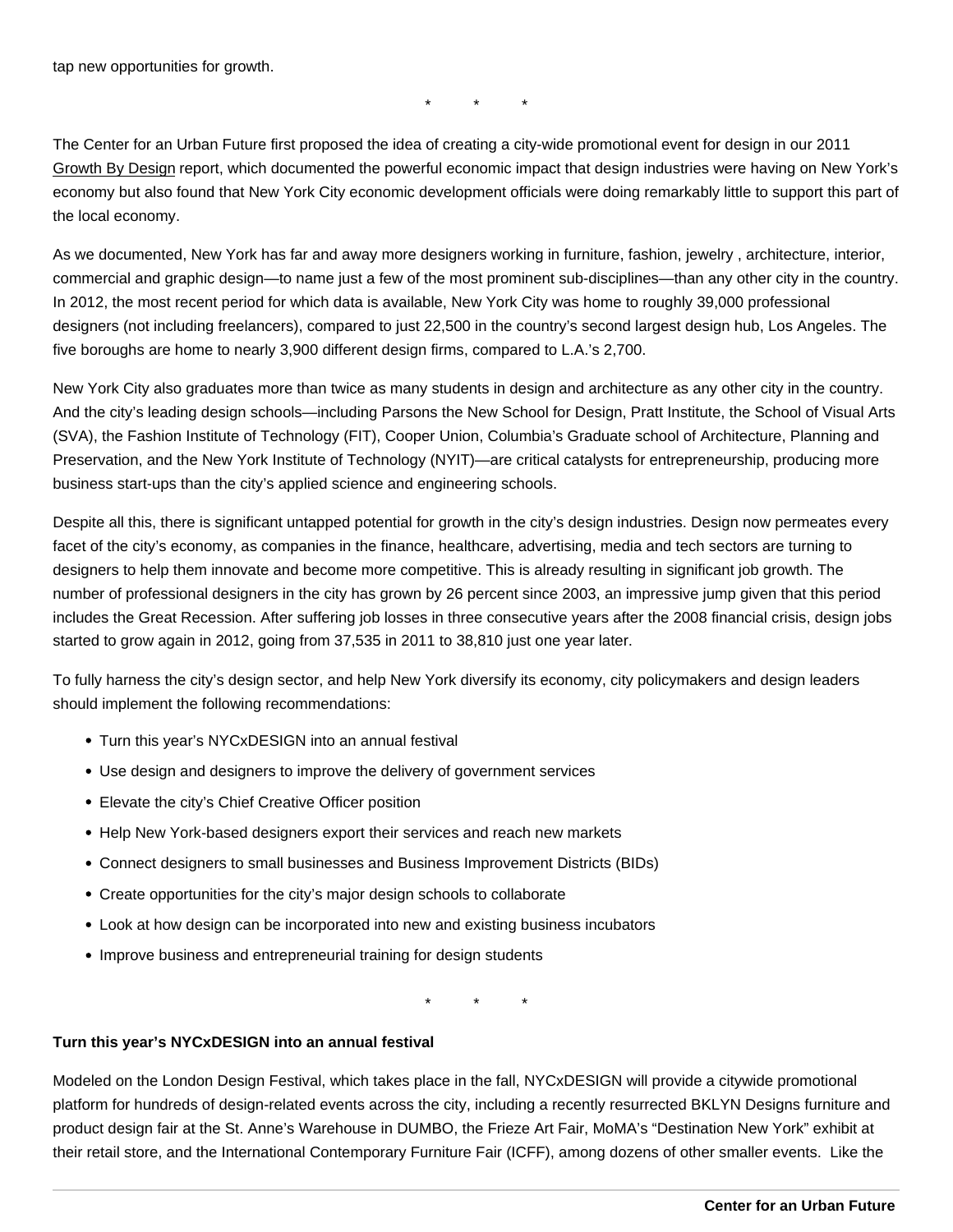tap new opportunities for growth.

\* \* \*

The Center for an Urban Future first proposed the idea of creating a city-wide promotional event for design in our 2011 Growth By Design report, which documented the powerful economic impact that design industries were having on New York's economy but also found that New York City economic development officials were doing remarkably little to support this part of the local economy.

As we documented, New York has far and away more designers working in furniture, fashion, jewelry , architecture, interior, commercial and graphic design—to name just a few of the most prominent sub-disciplines—than any other city in the country. In 2012, the most recent period for which data is available, New York City was home to roughly 39,000 professional designers (not including freelancers), compared to just 22,500 in the country's second largest design hub, Los Angeles. The five boroughs are home to nearly 3,900 different design firms, compared to L.A.'s 2,700.

New York City also graduates more than twice as many students in design and architecture as any other city in the country. And the city's leading design schools—including Parsons the New School for Design, Pratt Institute, the School of Visual Arts (SVA), the Fashion Institute of Technology (FIT), Cooper Union, Columbia's Graduate school of Architecture, Planning and Preservation, and the New York Institute of Technology (NYIT)—are critical catalysts for entrepreneurship, producing more business start-ups than the city's applied science and engineering schools.

Despite all this, there is significant untapped potential for growth in the city's design industries. Design now permeates every facet of the city's economy, as companies in the finance, healthcare, advertising, media and tech sectors are turning to designers to help them innovate and become more competitive. This is already resulting in significant job growth. The number of professional designers in the city has grown by 26 percent since 2003, an impressive jump given that this period includes the Great Recession. After suffering job losses in three consecutive years after the 2008 financial crisis, design jobs started to grow again in 2012, going from 37,535 in 2011 to 38,810 just one year later.

To fully harness the city's design sector, and help New York diversify its economy, city policymakers and design leaders should implement the following recommendations:

- Turn this year's NYCxDESIGN into an annual festival
- Use design and designers to improve the delivery of government services
- Elevate the city's Chief Creative Officer position
- Help New York-based designers export their services and reach new markets
- Connect designers to small businesses and Business Improvement Districts (BIDs)
- Create opportunities for the city's major design schools to collaborate
- Look at how design can be incorporated into new and existing business incubators
- Improve business and entrepreneurial training for design students

\* \* \*

**Turn this year's NYCxDESIGN into an annual festival**

Modeled on the London Design Festival, which takes place in the fall, NYCxDESIGN will provide a citywide promotional platform for hundreds of design-related events across the city, including a recently resurrected BKLYN Designs furniture and product design fair at the St. Anne's Warehouse in DUMBO, the Frieze Art Fair, MoMA's "Destination New York" exhibit at their retail store, and the International Contemporary Furniture Fair (ICFF), among dozens of other smaller events. Like the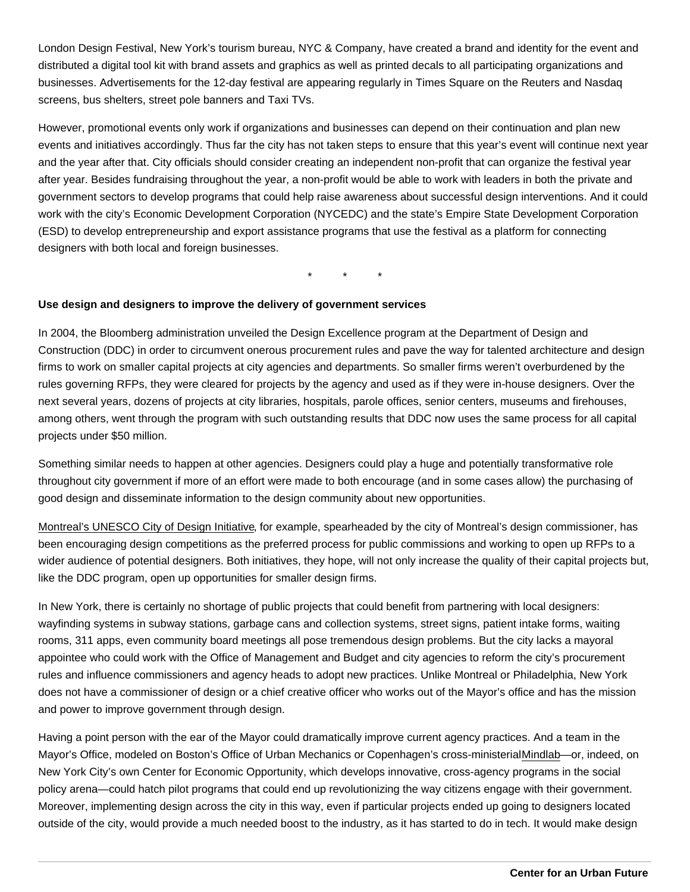London Design Festival, New York's tourism bureau, NYC & Company, have created a brand and identity for the event and distributed a digital tool kit with brand assets and graphics as well as printed decals to all participating organizations and businesses. Advertisements for the 12-day festival are appearing regularly in Times Square on the Reuters and Nasdaq screens, bus shelters, street pole banners and Taxi TVs.

However, promotional events only work if organizations and businesses can depend on their continuation and plan new events and initiatives accordingly. Thus far the city has not taken steps to ensure that this year's event will continue next year and the year after that. City officials should consider creating an independent non-profit that can organize the festival year after year. Besides fundraising throughout the year, a non-profit would be able to work with leaders in both the private and government sectors to develop programs that could help raise awareness about successful design interventions. And it could work with the city's Economic Development Corporation (NYCEDC) and the state's Empire State Development Corporation (ESD) to develop entrepreneurship and export assistance programs that use the festival as a platform for connecting designers with both local and foreign businesses.

\* \* \*

**Use design and designers to improve the delivery of government services**

In 2004, the Bloomberg administration unveiled the Design Excellence program at the Department of Design and Construction (DDC) in order to circumvent onerous procurement rules and pave the way for talented architecture and design firms to work on smaller capital projects at city agencies and departments. So smaller firms weren't overburdened by the rules governing RFPs, they were cleared for projects by the agency and used as if they were in-house designers. Over the next several years, dozens of projects at city libraries, hospitals, parole offices, senior centers, museums and firehouses, among others, went through the program with such outstanding results that DDC now uses the same process for all capital projects under $50 million.

Something similar needs to happen at other agencies. Designers could play a huge and potentially transformative role throughout city government if more of an effort were made to both encourage (and in some cases allow) the purchasing of good design and disseminate information to the design community about new opportunities.

Montreal's UNESCO City of Design Initiative, for example, spearheaded by the city of Montreal's design commissioner, has been encouraging design competitions as the preferred process for public commissions and working to open up RFPs to a wider audience of potential designers. Both initiatives, they hope, will not only increase the quality of their capital projects but, like the DDC program, open up opportunities for smaller design firms.

In New York, there is certainly no shortage of public projects that could benefit from partnering with local designers: wayfinding systems in subway stations, garbage cans and collection systems, street signs, patient intake forms, waiting rooms, 311 apps, even community board meetings all pose tremendous design problems. But the city lacks a mayoral appointee who could work with the Office of Management and Budget and city agencies to reform the city's procurement rules and influence commissioners and agency heads to adopt new practices. Unlike Montreal or Philadelphia, New York does not have a commissioner of design or a chief creative officer who works out of the Mayor's office and has the mission and power to improve government through design.

Having a point person with the ear of the Mayor could dramatically improve current agency practices. And a team in the Mayor's Office, modeled on Boston's Office of Urban Mechanics or Copenhagen's cross-ministerial Mindlab—or, indeed, on New York City's own Center for Economic Opportunity, which develops innovative, cross-agency programs in the social policy arena—could hatch pilot programs that could end up revolutionizing the way citizens engage with their government. Moreover, implementing design across the city in this way, even if particular projects ended up going to designers located outside of the city, would provide a much needed boost to the industry, as it has started to do in tech. It would make design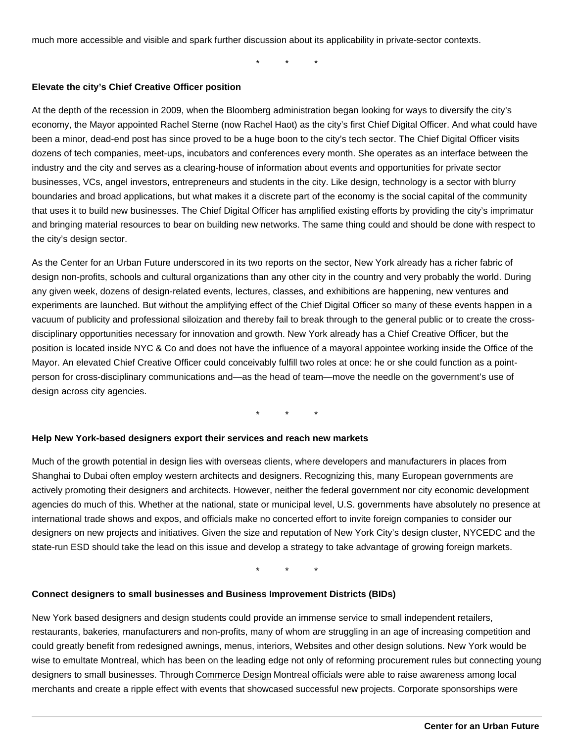much more accessible and visible and spark further discussion about its applicability in private-sector contexts.

\* \* \*

**Elevate the city's Chief Creative Officer position**

At the depth of the recession in 2009, when the Bloomberg administration began looking for ways to diversify the city's economy, the Mayor appointed Rachel Sterne (now Rachel Haot) as the city's first Chief Digital Officer. And what could have been a minor, dead-end post has since proved to be a huge boon to the city's tech sector. The Chief Digital Officer visits dozens of tech companies, meet-ups, incubators and conferences every month. She operates as an interface between the industry and the city and serves as a clearing-house of information about events and opportunities for private sector businesses, VCs, angel investors, entrepreneurs and students in the city. Like design, technology is a sector with blurry boundaries and broad applications, but what makes it a discrete part of the economy is the social capital of the community that uses it to build new businesses. The Chief Digital Officer has amplified existing efforts by providing the city's imprimatur and bringing material resources to bear on building new networks. The same thing could and should be done with respect to the city's design sector.

As the Center for an Urban Future underscored in its two reports on the sector, New York already has a richer fabric of design non-profits, schools and cultural organizations than any other city in the country and very probably the world. During any given week, dozens of design-related events, lectures, classes, and exhibitions are happening, new ventures and experiments are launched. But without the amplifying effect of the Chief Digital Officer so many of these events happen in a vacuum of publicity and professional siloization and thereby fail to break through to the general public or to create the cross-disciplinary opportunities necessary for innovation and growth. New York already has a Chief Creative Officer, but the position is located inside NYC & Co and does not have the influence of a mayoral appointee working inside the Office of the Mayor. An elevated Chief Creative Officer could conceivably fulfill two roles at once: he or she could function as a point-person for cross-disciplinary communications and—as the head of team—move the needle on the government's use of design across city agencies.

\* \* \*

**Help New York-based designers export their services and reach new markets**

Much of the growth potential in design lies with overseas clients, where developers and manufacturers in places from Shanghai to Dubai often employ western architects and designers. Recognizing this, many European governments are actively promoting their designers and architects. However, neither the federal government nor city economic development agencies do much of this. Whether at the national, state or municipal level, U.S. governments have absolutely no presence at international trade shows and expos, and officials make no concerted effort to invite foreign companies to consider our designers on new projects and initiatives. Given the size and reputation of New York City's design cluster, NYCEDC and the state-run ESD should take the lead on this issue and develop a strategy to take advantage of growing foreign markets.

\* \* \*

**Connect designers to small businesses and Business Improvement Districts (BIDs)**

New York based designers and design students could provide an immense service to small independent retailers, restaurants, bakeries, manufacturers and non-profits, many of whom are struggling in an age of increasing competition and could greatly benefit from redesigned awnings, menus, interiors, Websites and other design solutions. New York would be wise to emultate Montreal, which has been on the leading edge not only of reforming procurement rules but connecting young designers to small businesses. Through Commerce Design Montreal officials were able to raise awareness among local merchants and create a ripple effect with events that showcased successful new projects. Corporate sponsorships were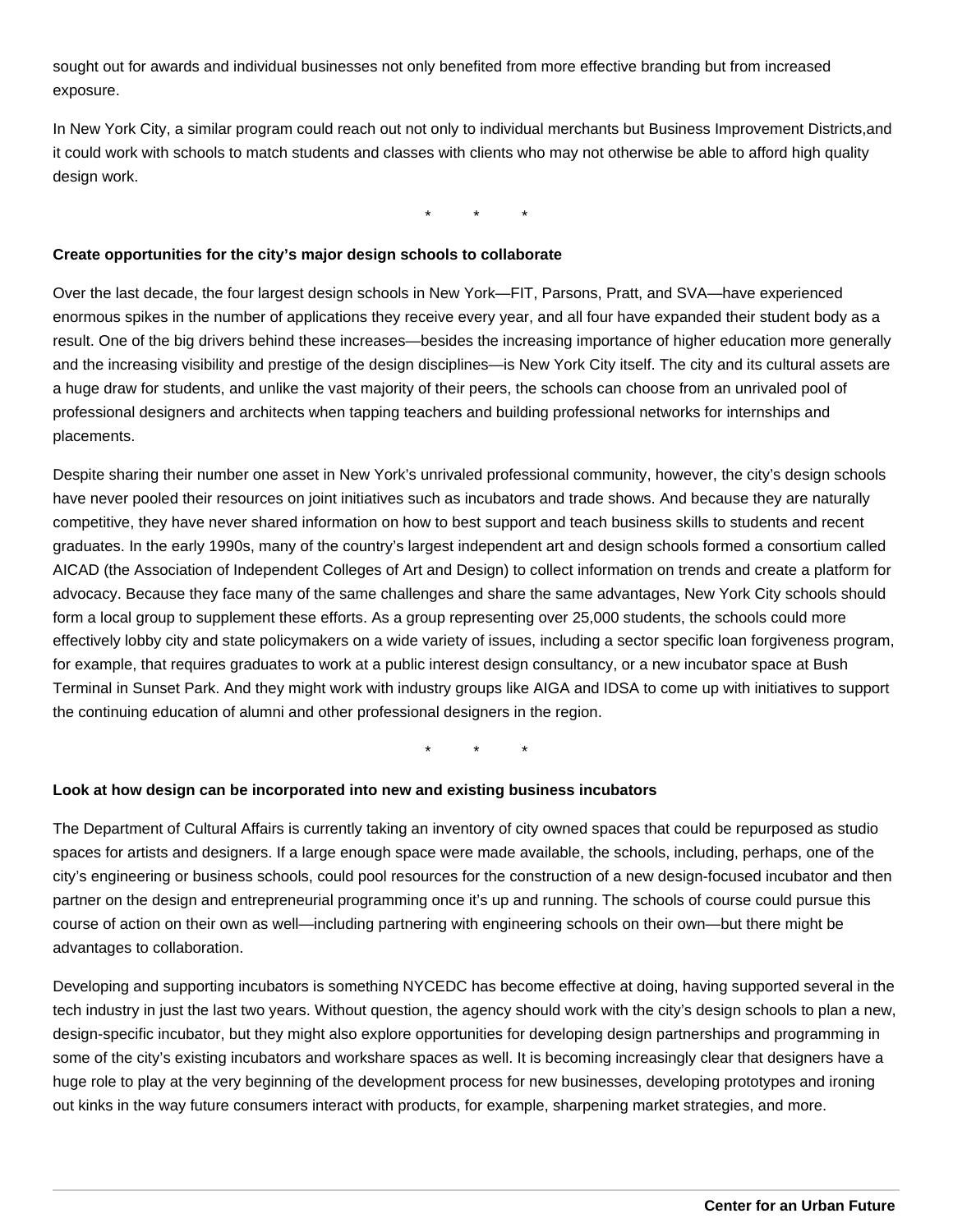sought out for awards and individual businesses not only benefited from more effective branding but from increased exposure.

In New York City, a similar program could reach out not only to individual merchants but Business Improvement Districts,and it could work with schools to match students and classes with clients who may not otherwise be able to afford high quality design work.

\*     \*     \*

**Create opportunities for the city's major design schools to collaborate**

Over the last decade, the four largest design schools in New York—FIT, Parsons, Pratt, and SVA—have experienced enormous spikes in the number of applications they receive every year, and all four have expanded their student body as a result. One of the big drivers behind these increases—besides the increasing importance of higher education more generally and the increasing visibility and prestige of the design disciplines—is New York City itself. The city and its cultural assets are a huge draw for students, and unlike the vast majority of their peers, the schools can choose from an unrivaled pool of professional designers and architects when tapping teachers and building professional networks for internships and placements.

Despite sharing their number one asset in New York's unrivaled professional community, however, the city's design schools have never pooled their resources on joint initiatives such as incubators and trade shows. And because they are naturally competitive, they have never shared information on how to best support and teach business skills to students and recent graduates. In the early 1990s, many of the country's largest independent art and design schools formed a consortium called AICAD (the Association of Independent Colleges of Art and Design) to collect information on trends and create a platform for advocacy. Because they face many of the same challenges and share the same advantages, New York City schools should form a local group to supplement these efforts. As a group representing over 25,000 students, the schools could more effectively lobby city and state policymakers on a wide variety of issues, including a sector specific loan forgiveness program, for example, that requires graduates to work at a public interest design consultancy, or a new incubator space at Bush Terminal in Sunset Park. And they might work with industry groups like AIGA and IDSA to come up with initiatives to support the continuing education of alumni and other professional designers in the region.

\*     \*     \*

**Look at how design can be incorporated into new and existing business incubators**

The Department of Cultural Affairs is currently taking an inventory of city owned spaces that could be repurposed as studio spaces for artists and designers. If a large enough space were made available, the schools, including, perhaps, one of the city's engineering or business schools, could pool resources for the construction of a new design-focused incubator and then partner on the design and entrepreneurial programming once it's up and running. The schools of course could pursue this course of action on their own as well—including partnering with engineering schools on their own—but there might be advantages to collaboration.

Developing and supporting incubators is something NYCEDC has become effective at doing, having supported several in the tech industry in just the last two years. Without question, the agency should work with the city's design schools to plan a new, design-specific incubator, but they might also explore opportunities for developing design partnerships and programming in some of the city's existing incubators and workshare spaces as well. It is becoming increasingly clear that designers have a huge role to play at the very beginning of the development process for new businesses, developing prototypes and ironing out kinks in the way future consumers interact with products, for example, sharpening market strategies, and more.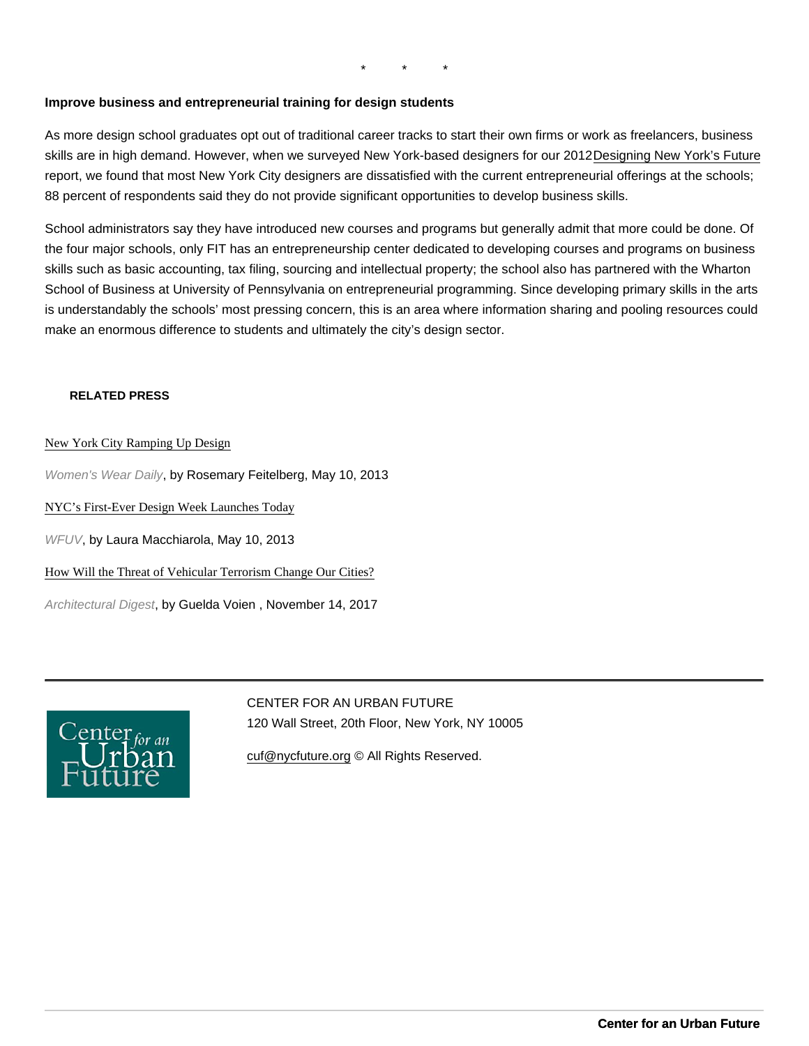\* \* \*

**Improve business and entrepreneurial training for design students**

As more design school graduates opt out of traditional career tracks to start their own firms or work as freelancers, business skills are in high demand. However, when we surveyed New York-based designers for our 2012 Designing New York's Future report, we found that most New York City designers are dissatisfied with the current entrepreneurial offerings at the schools; 88 percent of respondents said they do not provide significant opportunities to develop business skills.

School administrators say they have introduced new courses and programs but generally admit that more could be done. Of the four major schools, only FIT has an entrepreneurship center dedicated to developing courses and programs on business skills such as basic accounting, tax filing, sourcing and intellectual property; the school also has partnered with the Wharton School of Business at University of Pennsylvania on entrepreneurial programming. Since developing primary skills in the arts is understandably the schools' most pressing concern, this is an area where information sharing and pooling resources could make an enormous difference to students and ultimately the city's design sector.

**RELATED PRESS**

New York City Ramping Up Design

Women's Wear Daily, by Rosemary Feitelberg, May 10, 2013

NYC's First-Ever Design Week Launches Today

WFUV, by Laura Macchiarola, May 10, 2013

How Will the Threat of Vehicular Terrorism Change Our Cities?

Architectural Digest, by Guelda Voien , November 14, 2017

---

CENTER FOR AN URBAN FUTURE
120 Wall Street, 20th Floor, New York, NY 10005

cuf@nycfuture.org © All Rights Reserved.